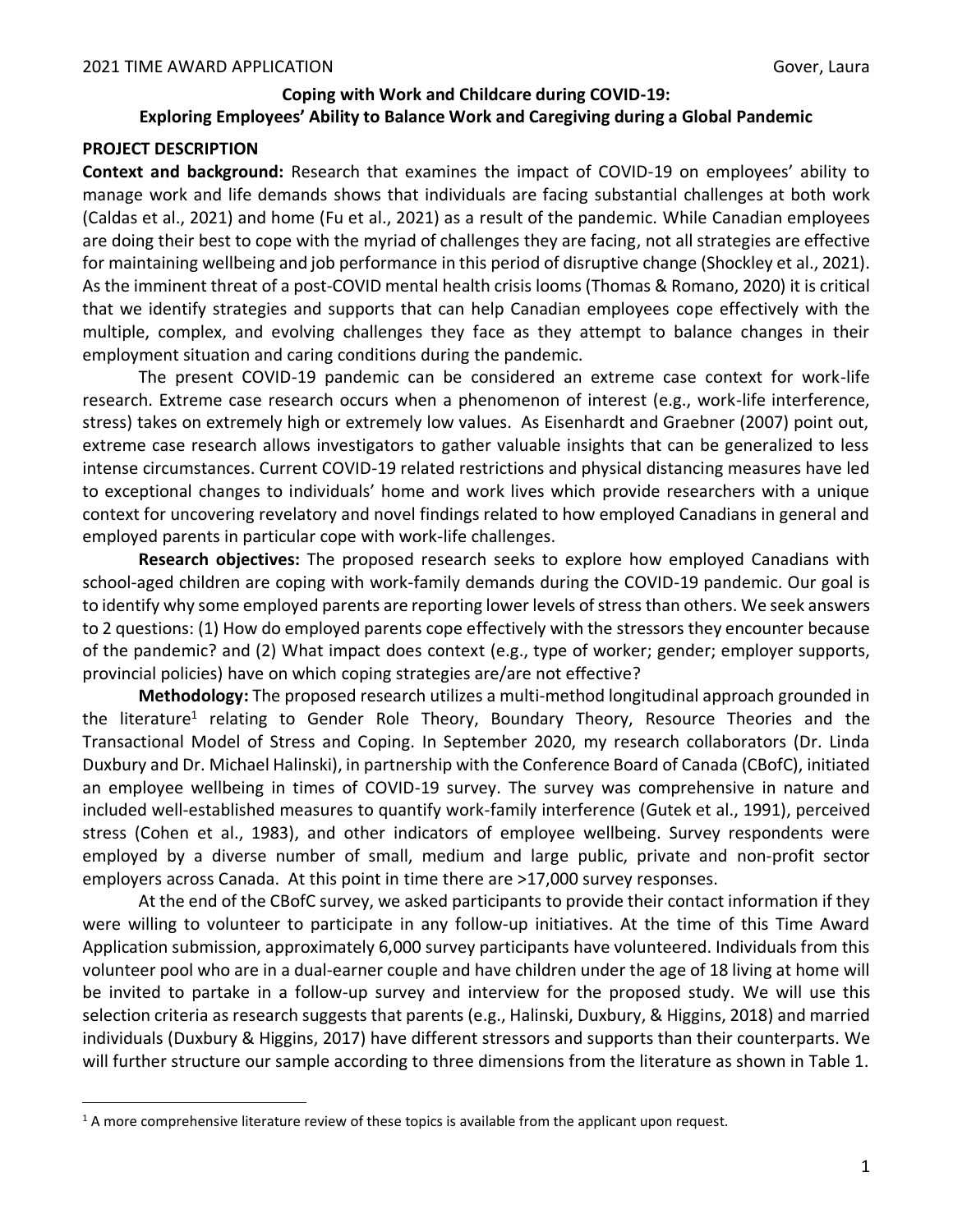**Coping with Work and Childcare during COVID-19:**
**Exploring Employees' Ability to Balance Work and Caregiving during a Global Pandemic**

## PROJECT DESCRIPTION

**Context and background:** Research that examines the impact of COVID-19 on employees' ability to manage work and life demands shows that individuals are facing substantial challenges at both work (Caldas et al., 2021) and home (Fu et al., 2021) as a result of the pandemic. While Canadian employees are doing their best to cope with the myriad of challenges they are facing, not all strategies are effective for maintaining wellbeing and job performance in this period of disruptive change (Shockley et al., 2021). As the imminent threat of a post-COVID mental health crisis looms (Thomas & Romano, 2020) it is critical that we identify strategies and supports that can help Canadian employees cope effectively with the multiple, complex, and evolving challenges they face as they attempt to balance changes in their employment situation and caring conditions during the pandemic.

The present COVID-19 pandemic can be considered an extreme case context for work-life research. Extreme case research occurs when a phenomenon of interest (e.g., work-life interference, stress) takes on extremely high or extremely low values. As Eisenhardt and Graebner (2007) point out, extreme case research allows investigators to gather valuable insights that can be generalized to less intense circumstances. Current COVID-19 related restrictions and physical distancing measures have led to exceptional changes to individuals' home and work lives which provide researchers with a unique context for uncovering revelatory and novel findings related to how employed Canadians in general and employed parents in particular cope with work-life challenges.

**Research objectives:** The proposed research seeks to explore how employed Canadians with school-aged children are coping with work-family demands during the COVID-19 pandemic. Our goal is to identify why some employed parents are reporting lower levels of stress than others. We seek answers to 2 questions: (1) How do employed parents cope effectively with the stressors they encounter because of the pandemic? and (2) What impact does context (e.g., type of worker; gender; employer supports, provincial policies) have on which coping strategies are/are not effective?

**Methodology:** The proposed research utilizes a multi-method longitudinal approach grounded in the literature[1] relating to Gender Role Theory, Boundary Theory, Resource Theories and the Transactional Model of Stress and Coping. In September 2020, my research collaborators (Dr. Linda Duxbury and Dr. Michael Halinski), in partnership with the Conference Board of Canada (CBofC), initiated an employee wellbeing in times of COVID-19 survey. The survey was comprehensive in nature and included well-established measures to quantify work-family interference (Gutek et al., 1991), perceived stress (Cohen et al., 1983), and other indicators of employee wellbeing. Survey respondents were employed by a diverse number of small, medium and large public, private and non-profit sector employers across Canada. At this point in time there are >17,000 survey responses.

At the end of the CBofC survey, we asked participants to provide their contact information if they were willing to volunteer to participate in any follow-up initiatives. At the time of this Time Award Application submission, approximately 6,000 survey participants have volunteered. Individuals from this volunteer pool who are in a dual-earner couple and have children under the age of 18 living at home will be invited to partake in a follow-up survey and interview for the proposed study. We will use this selection criteria as research suggests that parents (e.g., Halinski, Duxbury, & Higgins, 2018) and married individuals (Duxbury & Higgins, 2017) have different stressors and supports than their counterparts. We will further structure our sample according to three dimensions from the literature as shown in Table 1.

[1] A more comprehensive literature review of these topics is available from the applicant upon request.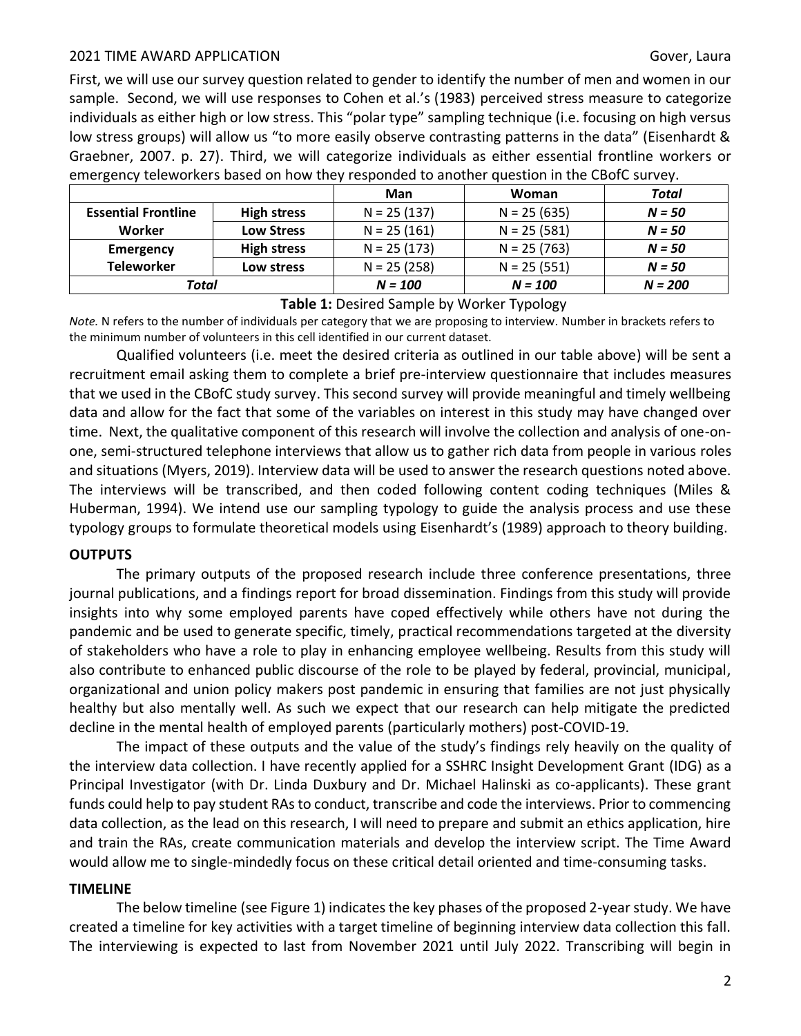First, we will use our survey question related to gender to identify the number of men and women in our sample. Second, we will use responses to Cohen et al.'s (1983) perceived stress measure to categorize individuals as either high or low stress. This "polar type" sampling technique (i.e. focusing on high versus low stress groups) will allow us "to more easily observe contrasting patterns in the data" (Eisenhardt & Graebner, 2007. p. 27). Third, we will categorize individuals as either essential frontline workers or emergency teleworkers based on how they responded to another question in the CBofC survey.

| | | **Man** | **Woman** | ***Total*** |
|---|---|---|---|---|
| **Essential Frontline Worker** | **High stress** | N = 25 (137) | N = 25 (635) | ***N = 50*** |
| | **Low Stress** | N = 25 (161) | N = 25 (581) | ***N = 50*** |
| **Emergency Teleworker** | **High stress** | N = 25 (173) | N = 25 (763) | ***N = 50*** |
| | **Low stress** | N = 25 (258) | N = 25 (551) | ***N = 50*** |
| ***Total*** | | ***N = 100*** | ***N = 100*** | ***N = 200*** |

**Table 1:** Desired Sample by Worker Typology

*Note.* N refers to the number of individuals per category that we are proposing to interview. Number in brackets refers to the minimum number of volunteers in this cell identified in our current dataset.

Qualified volunteers (i.e. meet the desired criteria as outlined in our table above) will be sent a recruitment email asking them to complete a brief pre-interview questionnaire that includes measures that we used in the CBofC study survey. This second survey will provide meaningful and timely wellbeing data and allow for the fact that some of the variables on interest in this study may have changed over time. Next, the qualitative component of this research will involve the collection and analysis of one-on-one, semi-structured telephone interviews that allow us to gather rich data from people in various roles and situations (Myers, 2019). Interview data will be used to answer the research questions noted above. The interviews will be transcribed, and then coded following content coding techniques (Miles & Huberman, 1994). We intend use our sampling typology to guide the analysis process and use these typology groups to formulate theoretical models using Eisenhardt's (1989) approach to theory building.

## OUTPUTS

The primary outputs of the proposed research include three conference presentations, three journal publications, and a findings report for broad dissemination. Findings from this study will provide insights into why some employed parents have coped effectively while others have not during the pandemic and be used to generate specific, timely, practical recommendations targeted at the diversity of stakeholders who have a role to play in enhancing employee wellbeing. Results from this study will also contribute to enhanced public discourse of the role to be played by federal, provincial, municipal, organizational and union policy makers post pandemic in ensuring that families are not just physically healthy but also mentally well. As such we expect that our research can help mitigate the predicted decline in the mental health of employed parents (particularly mothers) post-COVID-19.

The impact of these outputs and the value of the study's findings rely heavily on the quality of the interview data collection. I have recently applied for a SSHRC Insight Development Grant (IDG) as a Principal Investigator (with Dr. Linda Duxbury and Dr. Michael Halinski as co-applicants). These grant funds could help to pay student RAs to conduct, transcribe and code the interviews. Prior to commencing data collection, as the lead on this research, I will need to prepare and submit an ethics application, hire and train the RAs, create communication materials and develop the interview script. The Time Award would allow me to single-mindedly focus on these critical detail oriented and time-consuming tasks.

## TIMELINE

The below timeline (see Figure 1) indicates the key phases of the proposed 2-year study. We have created a timeline for key activities with a target timeline of beginning interview data collection this fall. The interviewing is expected to last from November 2021 until July 2022. Transcribing will begin in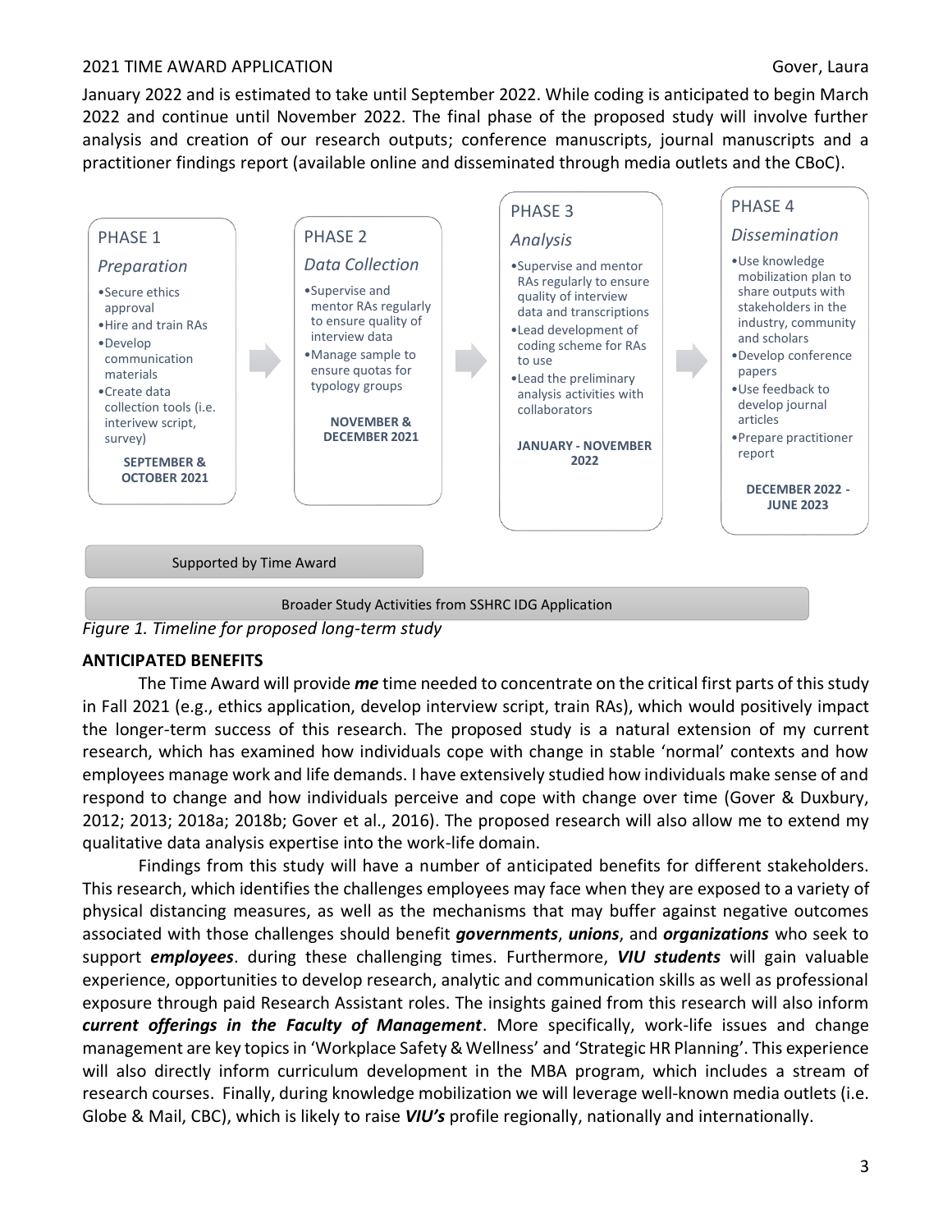January 2022 and is estimated to take until September 2022. While coding is anticipated to begin March 2022 and continue until November 2022. The final phase of the proposed study will involve further analysis and creation of our research outputs; conference manuscripts, journal manuscripts and a practitioner findings report (available online and disseminated through media outlets and the CBoC).

**PHASE 1**

*Preparation*

- Secure ethics approval
- Hire and train RAs
- Develop communication materials
- Create data collection tools (i.e. interivew script, survey)

**SEPTEMBER & OCTOBER 2021**

**PHASE 2**

*Data Collection*

- Supervise and mentor RAs regularly to ensure quality of interview data
- Manage sample to ensure quotas for typology groups

**NOVEMBER & DECEMBER 2021**

**PHASE 3**

*Analysis*

- Supervise and mentor RAs regularly to ensure quality of interview data and transcriptions
- Lead development of coding scheme for RAs to use
- Lead the preliminary analysis activities with collaborators

**JANUARY - NOVEMBER 2022**

**PHASE 4**

*Dissemination*

- Use knowledge mobilization plan to share outputs with stakeholders in the industry, community and scholars
- Develop conference papers
- Use feedback to develop journal articles
- Prepare practitioner report

**DECEMBER 2022 - JUNE 2023**

Supported by Time Award

Broader Study Activities from SSHRC IDG Application

*Figure 1. Timeline for proposed long-term study*

**ANTICIPATED BENEFITS**

The Time Award will provide ***me*** time needed to concentrate on the critical first parts of this study in Fall 2021 (e.g., ethics application, develop interview script, train RAs), which would positively impact the longer-term success of this research. The proposed study is a natural extension of my current research, which has examined how individuals cope with change in stable 'normal' contexts and how employees manage work and life demands. I have extensively studied how individuals make sense of and respond to change and how individuals perceive and cope with change over time (Gover & Duxbury, 2012; 2013; 2018a; 2018b; Gover et al., 2016). The proposed research will also allow me to extend my qualitative data analysis expertise into the work-life domain.

Findings from this study will have a number of anticipated benefits for different stakeholders. This research, which identifies the challenges employees may face when they are exposed to a variety of physical distancing measures, as well as the mechanisms that may buffer against negative outcomes associated with those challenges should benefit ***governments***, ***unions***, and ***organizations*** who seek to support ***employees***. during these challenging times. Furthermore, ***VIU students*** will gain valuable experience, opportunities to develop research, analytic and communication skills as well as professional exposure through paid Research Assistant roles. The insights gained from this research will also inform ***current offerings in the Faculty of Management***. More specifically, work-life issues and change management are key topics in 'Workplace Safety & Wellness' and 'Strategic HR Planning'. This experience will also directly inform curriculum development in the MBA program, which includes a stream of research courses. Finally, during knowledge mobilization we will leverage well-known media outlets (i.e. Globe & Mail, CBC), which is likely to raise ***VIU's*** profile regionally, nationally and internationally.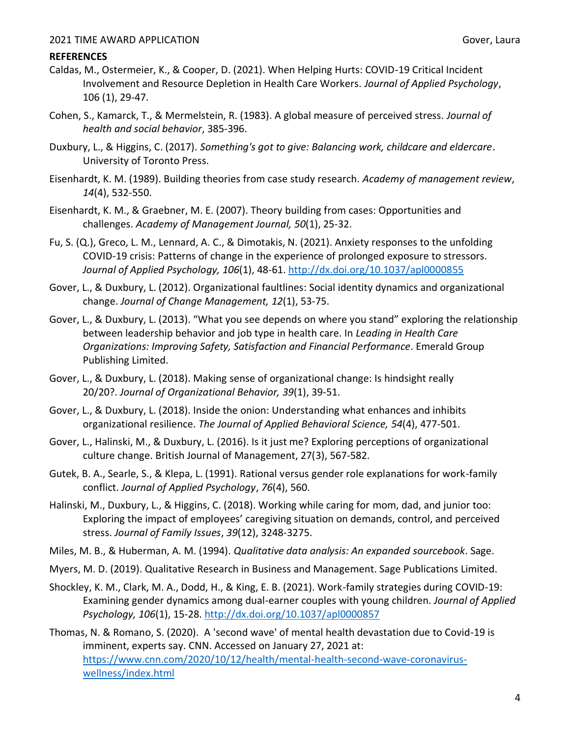## REFERENCES

Caldas, M., Ostermeier, K., & Cooper, D. (2021). When Helping Hurts: COVID-19 Critical Incident Involvement and Resource Depletion in Health Care Workers. *Journal of Applied Psychology*, 106 (1), 29-47.

Cohen, S., Kamarck, T., & Mermelstein, R. (1983). A global measure of perceived stress. *Journal of health and social behavior*, 385-396.

Duxbury, L., & Higgins, C. (2017). *Something's got to give: Balancing work, childcare and eldercare*. University of Toronto Press.

Eisenhardt, K. M. (1989). Building theories from case study research. *Academy of management review*, *14*(4), 532-550.

Eisenhardt, K. M., & Graebner, M. E. (2007). Theory building from cases: Opportunities and challenges. *Academy of Management Journal, 50*(1), 25-32.

Fu, S. (Q.), Greco, L. M., Lennard, A. C., & Dimotakis, N. (2021). Anxiety responses to the unfolding COVID-19 crisis: Patterns of change in the experience of prolonged exposure to stressors. *Journal of Applied Psychology, 106*(1), 48-61. http://dx.doi.org/10.1037/apl0000855

Gover, L., & Duxbury, L. (2012). Organizational faultlines: Social identity dynamics and organizational change. *Journal of Change Management, 12*(1), 53-75.

Gover, L., & Duxbury, L. (2013). "What you see depends on where you stand" exploring the relationship between leadership behavior and job type in health care. In *Leading in Health Care Organizations: Improving Safety, Satisfaction and Financial Performance*. Emerald Group Publishing Limited.

Gover, L., & Duxbury, L. (2018). Making sense of organizational change: Is hindsight really 20/20?. *Journal of Organizational Behavior, 39*(1), 39-51.

Gover, L., & Duxbury, L. (2018). Inside the onion: Understanding what enhances and inhibits organizational resilience. *The Journal of Applied Behavioral Science, 54*(4), 477-501.

Gover, L., Halinski, M., & Duxbury, L. (2016). Is it just me? Exploring perceptions of organizational culture change. British Journal of Management, 27(3), 567-582.

Gutek, B. A., Searle, S., & Klepa, L. (1991). Rational versus gender role explanations for work-family conflict. *Journal of Applied Psychology*, *76*(4), 560.

Halinski, M., Duxbury, L., & Higgins, C. (2018). Working while caring for mom, dad, and junior too: Exploring the impact of employees' caregiving situation on demands, control, and perceived stress. *Journal of Family Issues*, *39*(12), 3248-3275.

Miles, M. B., & Huberman, A. M. (1994). *Qualitative data analysis: An expanded sourcebook*. Sage.

Myers, M. D. (2019). Qualitative Research in Business and Management. Sage Publications Limited.

Shockley, K. M., Clark, M. A., Dodd, H., & King, E. B. (2021). Work-family strategies during COVID-19: Examining gender dynamics among dual-earner couples with young children. *Journal of Applied Psychology, 106*(1), 15-28. http://dx.doi.org/10.1037/apl0000857

Thomas, N. & Romano, S. (2020). A 'second wave' of mental health devastation due to Covid-19 is imminent, experts say. CNN. Accessed on January 27, 2021 at: https://www.cnn.com/2020/10/12/health/mental-health-second-wave-coronavirus-wellness/index.html